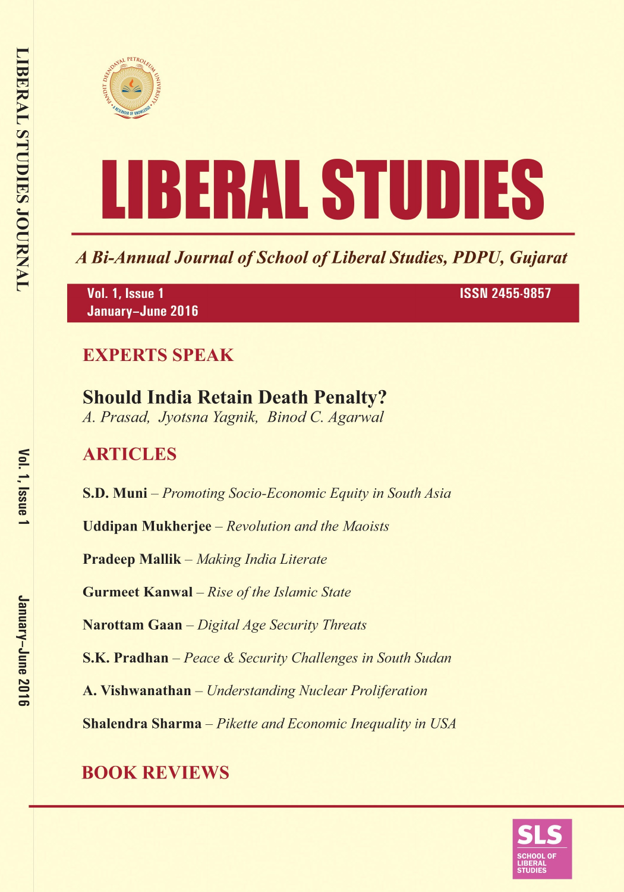# LIBERAL STUDIES

*A Bi-Annual Journal of School of Liberal Studies, PDPU, Gujarat*

**Vol. 1, Issue 1**
**January–June 2016**

**ISSN 2455-9857**

## EXPERTS SPEAK

### Should India Retain Death Penalty?

*A. Prasad, Jyotsna Yagnik, Binod C. Agarwal*

## ARTICLES

**S.D. Muni** – *Promoting Socio-Economic Equity in South Asia*

**Uddipan Mukherjee** – *Revolution and the Maoists*

**Pradeep Mallik** – *Making India Literate*

**Gurmeet Kanwal** – *Rise of the Islamic State*

**Narottam Gaan** – *Digital Age Security Threats*

**S.K. Pradhan** – *Peace & Security Challenges in South Sudan*

**A. Vishwanathan** – *Understanding Nuclear Proliferation*

**Shalendra Sharma** – *Pikette and Economic Inequality in USA*

## BOOK REVIEWS

SLS
SCHOOL OF LIBERAL STUDIES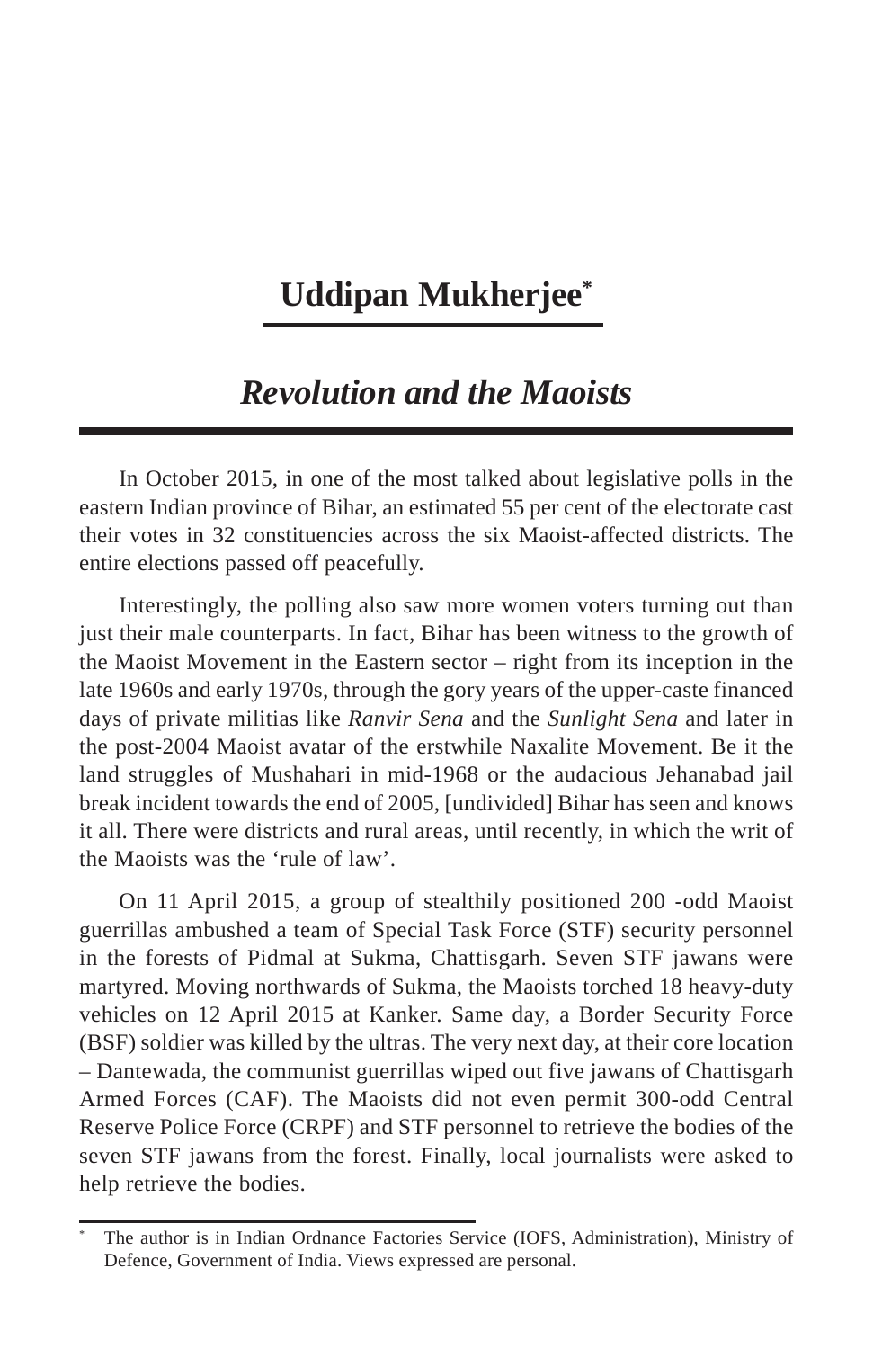## Uddipan Mukherjee[*]

# *Revolution and the Maoists*

In October 2015, in one of the most talked about legislative polls in the eastern Indian province of Bihar, an estimated 55 per cent of the electorate cast their votes in 32 constituencies across the six Maoist-affected districts. The entire elections passed off peacefully.

Interestingly, the polling also saw more women voters turning out than just their male counterparts. In fact, Bihar has been witness to the growth of the Maoist Movement in the Eastern sector – right from its inception in the late 1960s and early 1970s, through the gory years of the upper-caste financed days of private militias like *Ranvir Sena* and the *Sunlight Sena* and later in the post-2004 Maoist avatar of the erstwhile Naxalite Movement. Be it the land struggles of Mushahari in mid-1968 or the audacious Jehanabad jail break incident towards the end of 2005, [undivided] Bihar has seen and knows it all. There were districts and rural areas, until recently, in which the writ of the Maoists was the 'rule of law'.

On 11 April 2015, a group of stealthily positioned 200 -odd Maoist guerrillas ambushed a team of Special Task Force (STF) security personnel in the forests of Pidmal at Sukma, Chattisgarh. Seven STF jawans were martyred. Moving northwards of Sukma, the Maoists torched 18 heavy-duty vehicles on 12 April 2015 at Kanker. Same day, a Border Security Force (BSF) soldier was killed by the ultras. The very next day, at their core location – Dantewada, the communist guerrillas wiped out five jawans of Chattisgarh Armed Forces (CAF). The Maoists did not even permit 300-odd Central Reserve Police Force (CRPF) and STF personnel to retrieve the bodies of the seven STF jawans from the forest. Finally, local journalists were asked to help retrieve the bodies.

---

[*] The author is in Indian Ordnance Factories Service (IOFS, Administration), Ministry of Defence, Government of India. Views expressed are personal.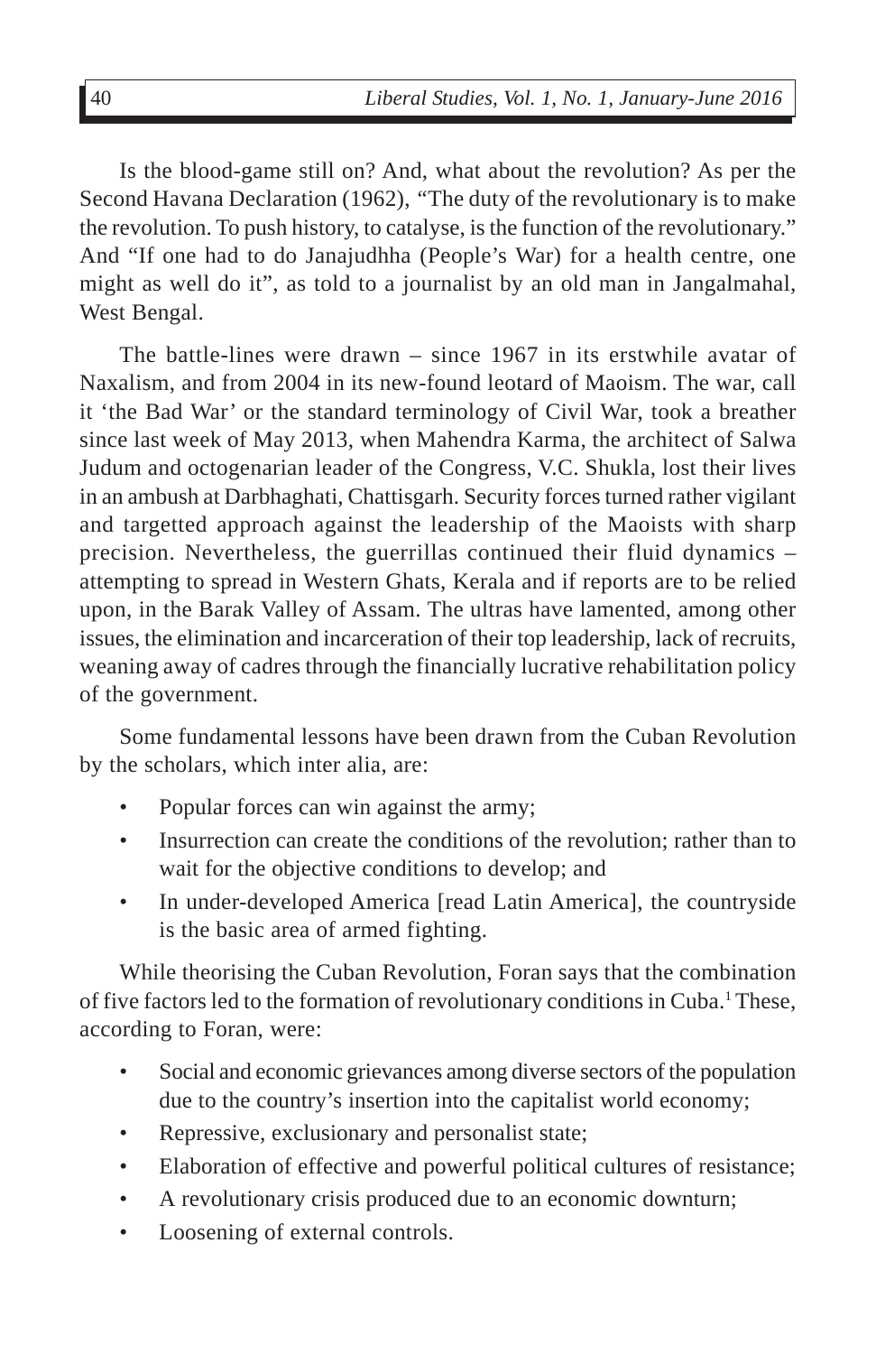Is the blood-game still on? And, what about the revolution? As per the Second Havana Declaration (1962), "The duty of the revolutionary is to make the revolution. To push history, to catalyse, is the function of the revolutionary." And "If one had to do Janajudhha (People's War) for a health centre, one might as well do it", as told to a journalist by an old man in Jangalmahal, West Bengal.

The battle-lines were drawn – since 1967 in its erstwhile avatar of Naxalism, and from 2004 in its new-found leotard of Maoism. The war, call it 'the Bad War' or the standard terminology of Civil War, took a breather since last week of May 2013, when Mahendra Karma, the architect of Salwa Judum and octogenarian leader of the Congress, V.C. Shukla, lost their lives in an ambush at Darbhaghati, Chattisgarh. Security forces turned rather vigilant and targetted approach against the leadership of the Maoists with sharp precision. Nevertheless, the guerrillas continued their fluid dynamics – attempting to spread in Western Ghats, Kerala and if reports are to be relied upon, in the Barak Valley of Assam. The ultras have lamented, among other issues, the elimination and incarceration of their top leadership, lack of recruits, weaning away of cadres through the financially lucrative rehabilitation policy of the government.

Some fundamental lessons have been drawn from the Cuban Revolution by the scholars, which inter alia, are:

- Popular forces can win against the army;
- Insurrection can create the conditions of the revolution; rather than to wait for the objective conditions to develop; and
- In under-developed America [read Latin America], the countryside is the basic area of armed fighting.

While theorising the Cuban Revolution, Foran says that the combination of five factors led to the formation of revolutionary conditions in Cuba.[1] These, according to Foran, were:

- Social and economic grievances among diverse sectors of the population due to the country's insertion into the capitalist world economy;
- Repressive, exclusionary and personalist state;
- Elaboration of effective and powerful political cultures of resistance;
- A revolutionary crisis produced due to an economic downturn;
- Loosening of external controls.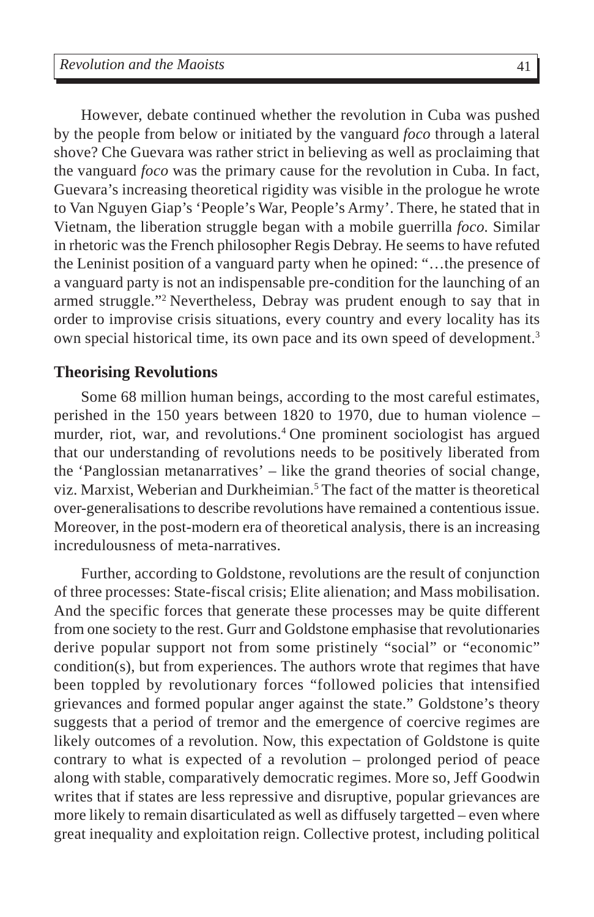However, debate continued whether the revolution in Cuba was pushed by the people from below or initiated by the vanguard *foco* through a lateral shove? Che Guevara was rather strict in believing as well as proclaiming that the vanguard *foco* was the primary cause for the revolution in Cuba. In fact, Guevara's increasing theoretical rigidity was visible in the prologue he wrote to Van Nguyen Giap's 'People's War, People's Army'. There, he stated that in Vietnam, the liberation struggle began with a mobile guerrilla *foco.* Similar in rhetoric was the French philosopher Regis Debray. He seems to have refuted the Leninist position of a vanguard party when he opined: "…the presence of a vanguard party is not an indispensable pre-condition for the launching of an armed struggle."[2] Nevertheless, Debray was prudent enough to say that in order to improvise crisis situations, every country and every locality has its own special historical time, its own pace and its own speed of development.[3]

## Theorising Revolutions

Some 68 million human beings, according to the most careful estimates, perished in the 150 years between 1820 to 1970, due to human violence – murder, riot, war, and revolutions.[4] One prominent sociologist has argued that our understanding of revolutions needs to be positively liberated from the 'Panglossian metanarratives' – like the grand theories of social change, viz. Marxist, Weberian and Durkheimian.[5] The fact of the matter is theoretical over-generalisations to describe revolutions have remained a contentious issue. Moreover, in the post-modern era of theoretical analysis, there is an increasing incredulousness of meta-narratives.

Further, according to Goldstone, revolutions are the result of conjunction of three processes: State-fiscal crisis; Elite alienation; and Mass mobilisation. And the specific forces that generate these processes may be quite different from one society to the rest. Gurr and Goldstone emphasise that revolutionaries derive popular support not from some pristinely "social" or "economic" condition(s), but from experiences. The authors wrote that regimes that have been toppled by revolutionary forces "followed policies that intensified grievances and formed popular anger against the state." Goldstone's theory suggests that a period of tremor and the emergence of coercive regimes are likely outcomes of a revolution. Now, this expectation of Goldstone is quite contrary to what is expected of a revolution – prolonged period of peace along with stable, comparatively democratic regimes. More so, Jeff Goodwin writes that if states are less repressive and disruptive, popular grievances are more likely to remain disarticulated as well as diffusely targetted – even where great inequality and exploitation reign. Collective protest, including political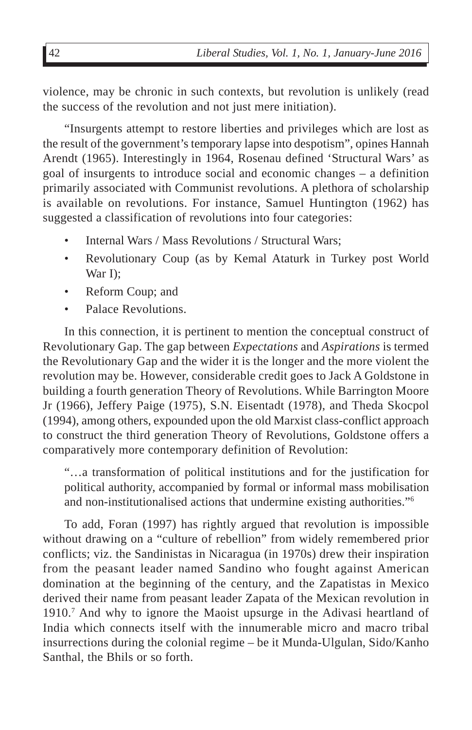violence, may be chronic in such contexts, but revolution is unlikely (read the success of the revolution and not just mere initiation).

"Insurgents attempt to restore liberties and privileges which are lost as the result of the government's temporary lapse into despotism", opines Hannah Arendt (1965). Interestingly in 1964, Rosenau defined 'Structural Wars' as goal of insurgents to introduce social and economic changes – a definition primarily associated with Communist revolutions. A plethora of scholarship is available on revolutions. For instance, Samuel Huntington (1962) has suggested a classification of revolutions into four categories:

- Internal Wars / Mass Revolutions / Structural Wars;
- Revolutionary Coup (as by Kemal Ataturk in Turkey post World War I);
- Reform Coup; and
- Palace Revolutions.

In this connection, it is pertinent to mention the conceptual construct of Revolutionary Gap. The gap between *Expectations* and *Aspirations* is termed the Revolutionary Gap and the wider it is the longer and the more violent the revolution may be. However, considerable credit goes to Jack A Goldstone in building a fourth generation Theory of Revolutions. While Barrington Moore Jr (1966), Jeffery Paige (1975), S.N. Eisentadt (1978), and Theda Skocpol (1994), among others, expounded upon the old Marxist class-conflict approach to construct the third generation Theory of Revolutions, Goldstone offers a comparatively more contemporary definition of Revolution:

> "…a transformation of political institutions and for the justification for political authority, accompanied by formal or informal mass mobilisation and non-institutionalised actions that undermine existing authorities."[6]

To add, Foran (1997) has rightly argued that revolution is impossible without drawing on a "culture of rebellion" from widely remembered prior conflicts; viz. the Sandinistas in Nicaragua (in 1970s) drew their inspiration from the peasant leader named Sandino who fought against American domination at the beginning of the century, and the Zapatistas in Mexico derived their name from peasant leader Zapata of the Mexican revolution in 1910.[7] And why to ignore the Maoist upsurge in the Adivasi heartland of India which connects itself with the innumerable micro and macro tribal insurrections during the colonial regime – be it Munda-Ulgulan, Sido/Kanho Santhal, the Bhils or so forth.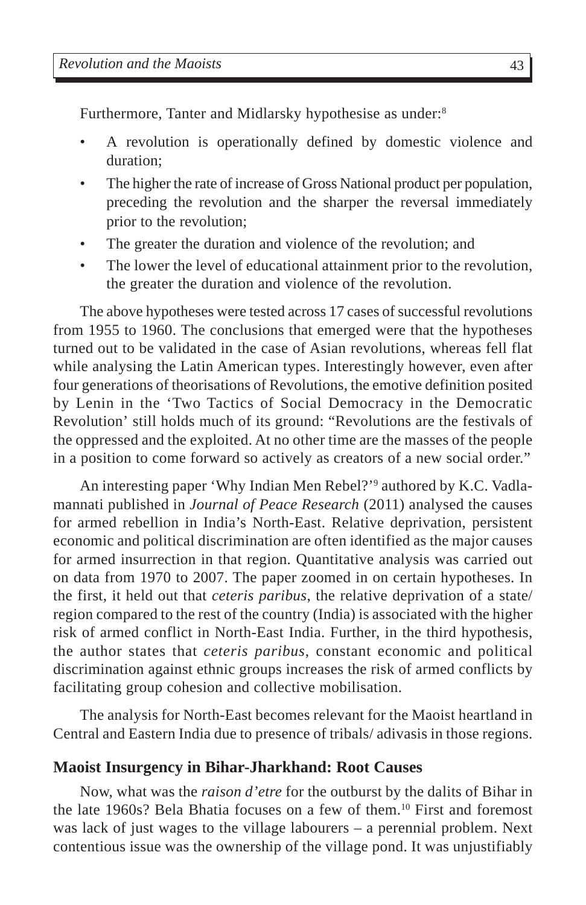Furthermore, Tanter and Midlarsky hypothesise as under:[8]

- A revolution is operationally defined by domestic violence and duration;
- The higher the rate of increase of Gross National product per population, preceding the revolution and the sharper the reversal immediately prior to the revolution;
- The greater the duration and violence of the revolution; and
- The lower the level of educational attainment prior to the revolution, the greater the duration and violence of the revolution.

The above hypotheses were tested across 17 cases of successful revolutions from 1955 to 1960. The conclusions that emerged were that the hypotheses turned out to be validated in the case of Asian revolutions, whereas fell flat while analysing the Latin American types. Interestingly however, even after four generations of theorisations of Revolutions, the emotive definition posited by Lenin in the 'Two Tactics of Social Democracy in the Democratic Revolution' still holds much of its ground: "Revolutions are the festivals of the oppressed and the exploited. At no other time are the masses of the people in a position to come forward so actively as creators of a new social order."

An interesting paper 'Why Indian Men Rebel?'[9] authored by K.C. Vadlamannati published in *Journal of Peace Research* (2011) analysed the causes for armed rebellion in India's North-East. Relative deprivation, persistent economic and political discrimination are often identified as the major causes for armed insurrection in that region. Quantitative analysis was carried out on data from 1970 to 2007. The paper zoomed in on certain hypotheses. In the first, it held out that *ceteris paribus*, the relative deprivation of a state/ region compared to the rest of the country (India) is associated with the higher risk of armed conflict in North-East India. Further, in the third hypothesis, the author states that *ceteris paribus*, constant economic and political discrimination against ethnic groups increases the risk of armed conflicts by facilitating group cohesion and collective mobilisation.

The analysis for North-East becomes relevant for the Maoist heartland in Central and Eastern India due to presence of tribals/ adivasis in those regions.

## Maoist Insurgency in Bihar-Jharkhand: Root Causes

Now, what was the *raison d'etre* for the outburst by the dalits of Bihar in the late 1960s? Bela Bhatia focuses on a few of them.[10] First and foremost was lack of just wages to the village labourers – a perennial problem. Next contentious issue was the ownership of the village pond. It was unjustifiably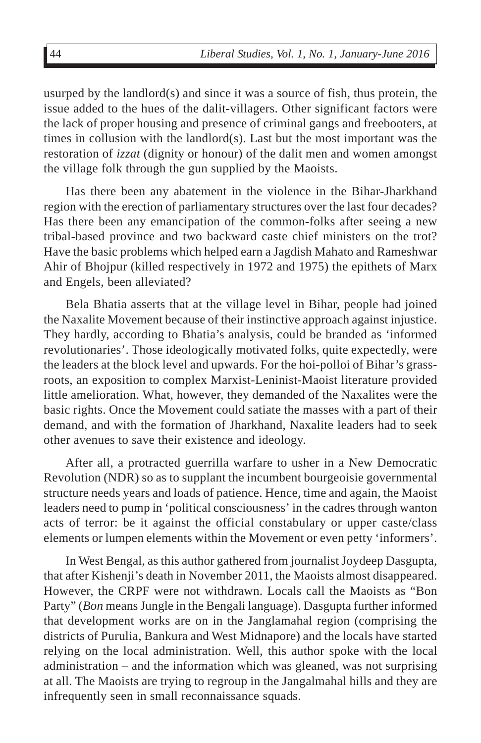usurped by the landlord(s) and since it was a source of fish, thus protein, the issue added to the hues of the dalit-villagers. Other significant factors were the lack of proper housing and presence of criminal gangs and freebooters, at times in collusion with the landlord(s). Last but the most important was the restoration of *izzat* (dignity or honour) of the dalit men and women amongst the village folk through the gun supplied by the Maoists.

Has there been any abatement in the violence in the Bihar-Jharkhand region with the erection of parliamentary structures over the last four decades? Has there been any emancipation of the common-folks after seeing a new tribal-based province and two backward caste chief ministers on the trot? Have the basic problems which helped earn a Jagdish Mahato and Rameshwar Ahir of Bhojpur (killed respectively in 1972 and 1975) the epithets of Marx and Engels, been alleviated?

Bela Bhatia asserts that at the village level in Bihar, people had joined the Naxalite Movement because of their instinctive approach against injustice. They hardly, according to Bhatia's analysis, could be branded as 'informed revolutionaries'. Those ideologically motivated folks, quite expectedly, were the leaders at the block level and upwards. For the hoi-polloi of Bihar's grass-roots, an exposition to complex Marxist-Leninist-Maoist literature provided little amelioration. What, however, they demanded of the Naxalites were the basic rights. Once the Movement could satiate the masses with a part of their demand, and with the formation of Jharkhand, Naxalite leaders had to seek other avenues to save their existence and ideology.

After all, a protracted guerrilla warfare to usher in a New Democratic Revolution (NDR) so as to supplant the incumbent bourgeoisie governmental structure needs years and loads of patience. Hence, time and again, the Maoist leaders need to pump in 'political consciousness' in the cadres through wanton acts of terror: be it against the official constabulary or upper caste/class elements or lumpen elements within the Movement or even petty 'informers'.

In West Bengal, as this author gathered from journalist Joydeep Dasgupta, that after Kishenji's death in November 2011, the Maoists almost disappeared. However, the CRPF were not withdrawn. Locals call the Maoists as "Bon Party" (*Bon* means Jungle in the Bengali language). Dasgupta further informed that development works are on in the Janglamahal region (comprising the districts of Purulia, Bankura and West Midnapore) and the locals have started relying on the local administration. Well, this author spoke with the local administration – and the information which was gleaned, was not surprising at all. The Maoists are trying to regroup in the Jangalmahal hills and they are infrequently seen in small reconnaissance squads.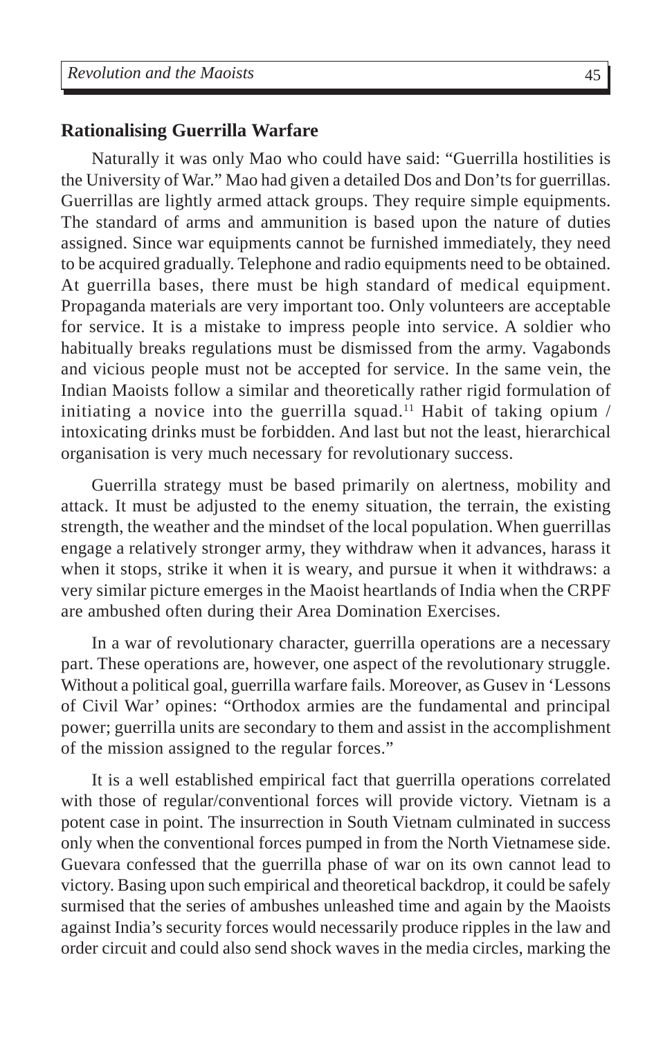## Rationalising Guerrilla Warfare

Naturally it was only Mao who could have said: "Guerrilla hostilities is the University of War." Mao had given a detailed Dos and Don'ts for guerrillas. Guerrillas are lightly armed attack groups. They require simple equipments. The standard of arms and ammunition is based upon the nature of duties assigned. Since war equipments cannot be furnished immediately, they need to be acquired gradually. Telephone and radio equipments need to be obtained. At guerrilla bases, there must be high standard of medical equipment. Propaganda materials are very important too. Only volunteers are acceptable for service. It is a mistake to impress people into service. A soldier who habitually breaks regulations must be dismissed from the army. Vagabonds and vicious people must not be accepted for service. In the same vein, the Indian Maoists follow a similar and theoretically rather rigid formulation of initiating a novice into the guerrilla squad.[11] Habit of taking opium / intoxicating drinks must be forbidden. And last but not the least, hierarchical organisation is very much necessary for revolutionary success.

Guerrilla strategy must be based primarily on alertness, mobility and attack. It must be adjusted to the enemy situation, the terrain, the existing strength, the weather and the mindset of the local population. When guerrillas engage a relatively stronger army, they withdraw when it advances, harass it when it stops, strike it when it is weary, and pursue it when it withdraws: a very similar picture emerges in the Maoist heartlands of India when the CRPF are ambushed often during their Area Domination Exercises.

In a war of revolutionary character, guerrilla operations are a necessary part. These operations are, however, one aspect of the revolutionary struggle. Without a political goal, guerrilla warfare fails. Moreover, as Gusev in 'Lessons of Civil War' opines: "Orthodox armies are the fundamental and principal power; guerrilla units are secondary to them and assist in the accomplishment of the mission assigned to the regular forces."

It is a well established empirical fact that guerrilla operations correlated with those of regular/conventional forces will provide victory. Vietnam is a potent case in point. The insurrection in South Vietnam culminated in success only when the conventional forces pumped in from the North Vietnamese side. Guevara confessed that the guerrilla phase of war on its own cannot lead to victory. Basing upon such empirical and theoretical backdrop, it could be safely surmised that the series of ambushes unleashed time and again by the Maoists against India's security forces would necessarily produce ripples in the law and order circuit and could also send shock waves in the media circles, marking the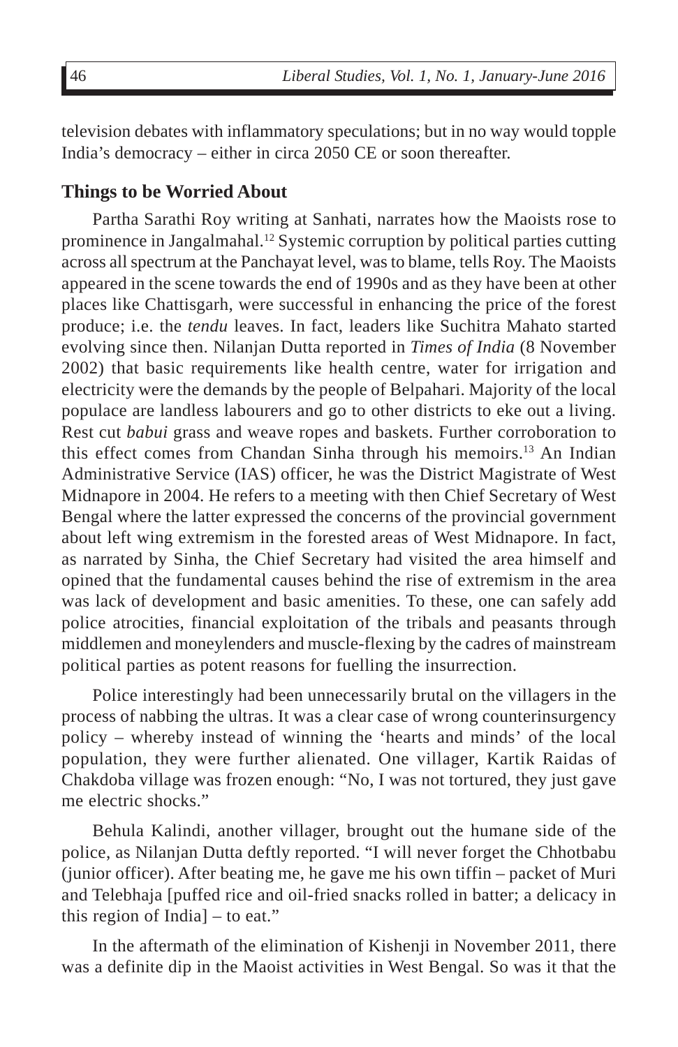television debates with inflammatory speculations; but in no way would topple India's democracy – either in circa 2050 CE or soon thereafter.

## Things to be Worried About

Partha Sarathi Roy writing at Sanhati, narrates how the Maoists rose to prominence in Jangalmahal.[12] Systemic corruption by political parties cutting across all spectrum at the Panchayat level, was to blame, tells Roy. The Maoists appeared in the scene towards the end of 1990s and as they have been at other places like Chattisgarh, were successful in enhancing the price of the forest produce; i.e. the *tendu* leaves. In fact, leaders like Suchitra Mahato started evolving since then. Nilanjan Dutta reported in *Times of India* (8 November 2002) that basic requirements like health centre, water for irrigation and electricity were the demands by the people of Belpahari. Majority of the local populace are landless labourers and go to other districts to eke out a living. Rest cut *babui* grass and weave ropes and baskets. Further corroboration to this effect comes from Chandan Sinha through his memoirs.[13] An Indian Administrative Service (IAS) officer, he was the District Magistrate of West Midnapore in 2004. He refers to a meeting with then Chief Secretary of West Bengal where the latter expressed the concerns of the provincial government about left wing extremism in the forested areas of West Midnapore. In fact, as narrated by Sinha, the Chief Secretary had visited the area himself and opined that the fundamental causes behind the rise of extremism in the area was lack of development and basic amenities. To these, one can safely add police atrocities, financial exploitation of the tribals and peasants through middlemen and moneylenders and muscle-flexing by the cadres of mainstream political parties as potent reasons for fuelling the insurrection.

Police interestingly had been unnecessarily brutal on the villagers in the process of nabbing the ultras. It was a clear case of wrong counterinsurgency policy – whereby instead of winning the 'hearts and minds' of the local population, they were further alienated. One villager, Kartik Raidas of Chakdoba village was frozen enough: "No, I was not tortured, they just gave me electric shocks."

Behula Kalindi, another villager, brought out the humane side of the police, as Nilanjan Dutta deftly reported. "I will never forget the Chhotbabu (junior officer). After beating me, he gave me his own tiffin – packet of Muri and Telebhaja [puffed rice and oil-fried snacks rolled in batter; a delicacy in this region of India] – to eat."

In the aftermath of the elimination of Kishenji in November 2011, there was a definite dip in the Maoist activities in West Bengal. So was it that the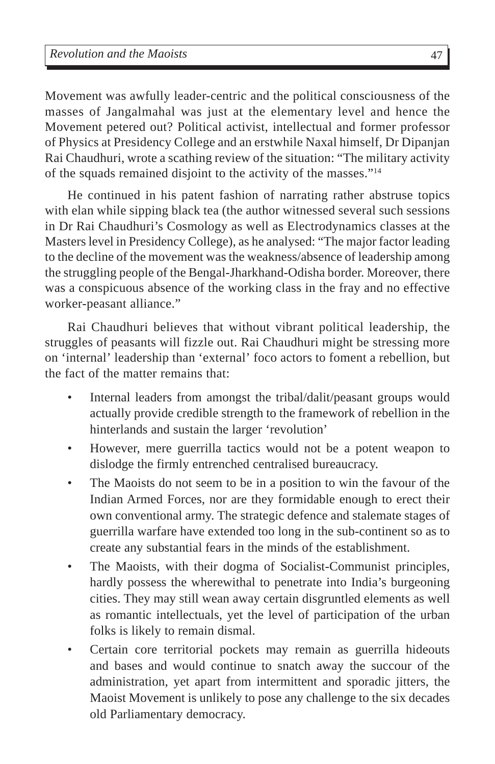Movement was awfully leader-centric and the political consciousness of the masses of Jangalmahal was just at the elementary level and hence the Movement petered out? Political activist, intellectual and former professor of Physics at Presidency College and an erstwhile Naxal himself, Dr Dipanjan Rai Chaudhuri, wrote a scathing review of the situation: "The military activity of the squads remained disjoint to the activity of the masses."[14]

He continued in his patent fashion of narrating rather abstruse topics with elan while sipping black tea (the author witnessed several such sessions in Dr Rai Chaudhuri's Cosmology as well as Electrodynamics classes at the Masters level in Presidency College), as he analysed: "The major factor leading to the decline of the movement was the weakness/absence of leadership among the struggling people of the Bengal-Jharkhand-Odisha border. Moreover, there was a conspicuous absence of the working class in the fray and no effective worker-peasant alliance."

Rai Chaudhuri believes that without vibrant political leadership, the struggles of peasants will fizzle out. Rai Chaudhuri might be stressing more on 'internal' leadership than 'external' foco actors to foment a rebellion, but the fact of the matter remains that:

- Internal leaders from amongst the tribal/dalit/peasant groups would actually provide credible strength to the framework of rebellion in the hinterlands and sustain the larger 'revolution'
- However, mere guerrilla tactics would not be a potent weapon to dislodge the firmly entrenched centralised bureaucracy.
- The Maoists do not seem to be in a position to win the favour of the Indian Armed Forces, nor are they formidable enough to erect their own conventional army. The strategic defence and stalemate stages of guerrilla warfare have extended too long in the sub-continent so as to create any substantial fears in the minds of the establishment.
- The Maoists, with their dogma of Socialist-Communist principles, hardly possess the wherewithal to penetrate into India's burgeoning cities. They may still wean away certain disgruntled elements as well as romantic intellectuals, yet the level of participation of the urban folks is likely to remain dismal.
- Certain core territorial pockets may remain as guerrilla hideouts and bases and would continue to snatch away the succour of the administration, yet apart from intermittent and sporadic jitters, the Maoist Movement is unlikely to pose any challenge to the six decades old Parliamentary democracy.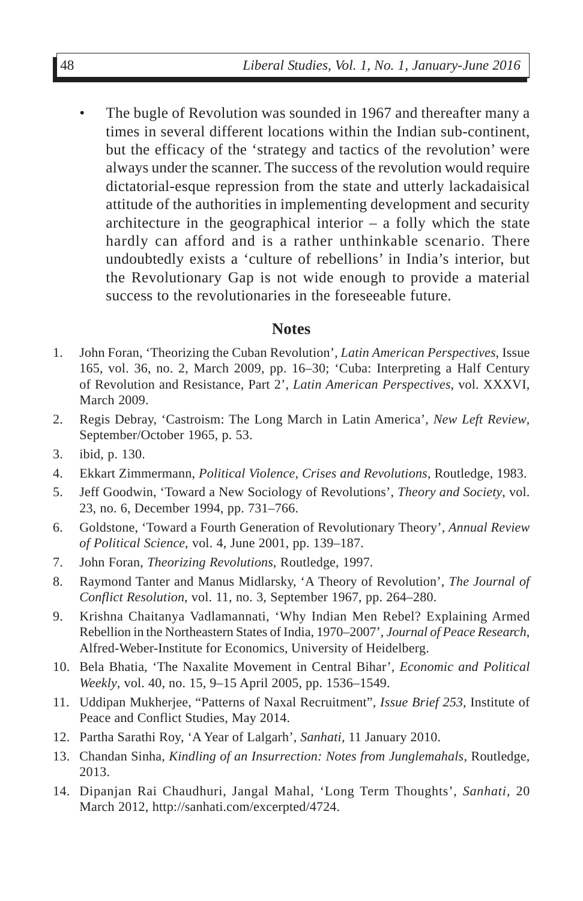- The bugle of Revolution was sounded in 1967 and thereafter many a times in several different locations within the Indian sub-continent, but the efficacy of the 'strategy and tactics of the revolution' were always under the scanner. The success of the revolution would require dictatorial-esque repression from the state and utterly lackadaisical attitude of the authorities in implementing development and security architecture in the geographical interior – a folly which the state hardly can afford and is a rather unthinkable scenario. There undoubtedly exists a 'culture of rebellions' in India's interior, but the Revolutionary Gap is not wide enough to provide a material success to the revolutionaries in the foreseeable future.

## Notes

1. John Foran, 'Theorizing the Cuban Revolution', *Latin American Perspectives*, Issue 165, vol. 36, no. 2, March 2009, pp. 16–30; 'Cuba: Interpreting a Half Century of Revolution and Resistance, Part 2', *Latin American Perspectives*, vol. XXXVI, March 2009.
2. Regis Debray, 'Castroism: The Long March in Latin America', *New Left Review*, September/October 1965, p. 53.
3. ibid, p. 130.
4. Ekkart Zimmermann, *Political Violence, Crises and Revolutions*, Routledge, 1983.
5. Jeff Goodwin, 'Toward a New Sociology of Revolutions', *Theory and Society*, vol. 23, no. 6, December 1994, pp. 731–766.
6. Goldstone, 'Toward a Fourth Generation of Revolutionary Theory', *Annual Review of Political Science*, vol. 4, June 2001, pp. 139–187.
7. John Foran, *Theorizing Revolutions*, Routledge, 1997.
8. Raymond Tanter and Manus Midlarsky, 'A Theory of Revolution', *The Journal of Conflict Resolution*, vol. 11, no. 3, September 1967, pp. 264–280.
9. Krishna Chaitanya Vadlamannati, 'Why Indian Men Rebel? Explaining Armed Rebellion in the Northeastern States of India, 1970–2007', *Journal of Peace Research*, Alfred-Weber-Institute for Economics, University of Heidelberg.
10. Bela Bhatia, 'The Naxalite Movement in Central Bihar', *Economic and Political Weekly*, vol. 40, no. 15, 9–15 April 2005, pp. 1536–1549.
11. Uddipan Mukherjee, "Patterns of Naxal Recruitment", *Issue Brief 253*, Institute of Peace and Conflict Studies, May 2014.
12. Partha Sarathi Roy, 'A Year of Lalgarh', *Sanhati*, 11 January 2010.
13. Chandan Sinha, *Kindling of an Insurrection: Notes from Junglemahals*, Routledge, 2013.
14. Dipanjan Rai Chaudhuri, Jangal Mahal, 'Long Term Thoughts', *Sanhati*, 20 March 2012, http://sanhati.com/excerpted/4724.